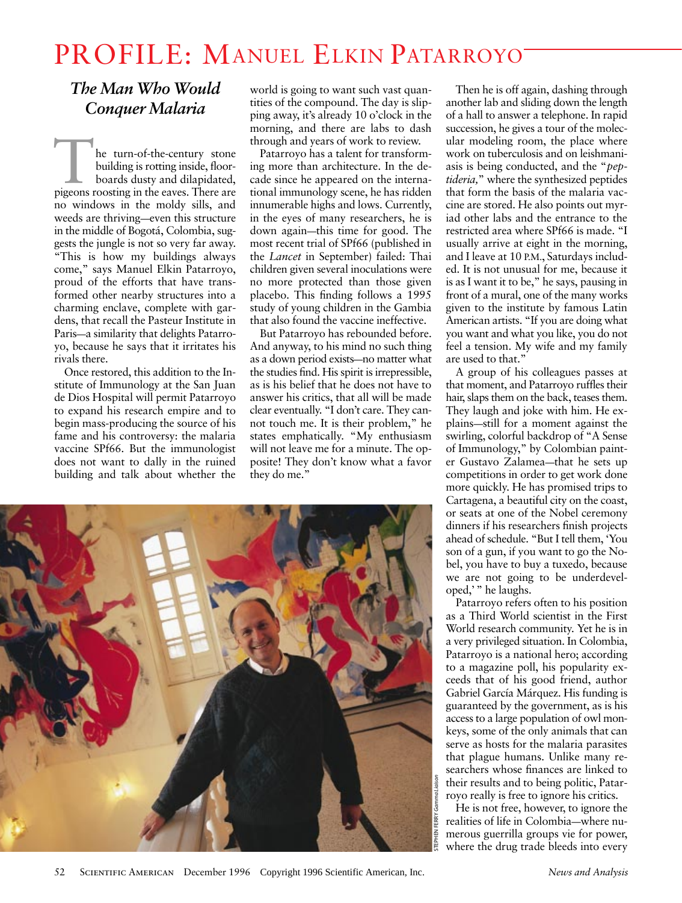# PROFILE: MANUEL ELKIN PATARROYO

## *The Man Who Would Conquer Malaria*

The turn-of-the-century stone building is rotting inside, floorboards dusty and dilapidated, pigeons roosting in the eaves. There are no windows in the moldy sills, and weeds are thriving—even this structure in the middle of Bogotá, Colombia, suggests the jungle is not so very far away. "This is how my buildings always come," says Manuel Elkin Patarroyo, proud of the efforts that have transformed other nearby structures into a charming enclave, complete with gardens, that recall the Pasteur Institute in Paris—a similarity that delights Patarroyo, because he says that it irritates his rivals there.

Once restored, this addition to the Institute of Immunology at the San Juan de Dios Hospital will permit Patarroyo to expand his research empire and to begin mass-producing the source of his fame and his controversy: the malaria vaccine SPf66. But the immunologist does not want to dally in the ruined building and talk about whether the world is going to want such vast quantities of the compound. The day is slipping away, it's already 10 o'clock in the morning, and there are labs to dash through and years of work to review.

Patarroyo has a talent for transforming more than architecture. In the decade since he appeared on the international immunology scene, he has ridden innumerable highs and lows. Currently, in the eyes of many researchers, he is down again—this time for good. The most recent trial of SPf66 (published in the *Lancet* in September) failed: Thai children given several inoculations were no more protected than those given placebo. This finding follows a 1995 study of young children in the Gambia that also found the vaccine ineffective.

But Patarroyo has rebounded before. And anyway, to his mind no such thing as a down period exists—no matter what the studies find. His spirit is irrepressible, as is his belief that he does not have to answer his critics, that all will be made clear eventually. "I don't care. They cannot touch me. It is their problem," he states emphatically. "My enthusiasm will not leave me for a minute. The opposite! They don't know what a favor they do me."

STEPHEN FERRY *Gamma Liaison*

Then he is off again, dashing through another lab and sliding down the length of a hall to answer a telephone. In rapid succession, he gives a tour of the molecular modeling room, the place where work on tuberculosis and on leishmaniasis is being conducted, and the "*peptideria,*" where the synthesized peptides that form the basis of the malaria vaccine are stored. He also points out myriad other labs and the entrance to the restricted area where SPf66 is made. "I usually arrive at eight in the morning, and I leave at 10 P.M., Saturdays included. It is not unusual for me, because it is as I want it to be," he says, pausing in front of a mural, one of the many works given to the institute by famous Latin American artists. "If you are doing what you want and what you like, you do not feel a tension. My wife and my family are used to that."

A group of his colleagues passes at that moment, and Patarroyo ruffles their hair, slaps them on the back, teases them. They laugh and joke with him. He explains—still for a moment against the swirling, colorful backdrop of "A Sense of Immunology," by Colombian painter Gustavo Zalamea—that he sets up competitions in order to get work done more quickly. He has promised trips to Cartagena, a beautiful city on the coast, or seats at one of the Nobel ceremony dinners if his researchers finish projects ahead of schedule. "But I tell them, 'You son of a gun, if you want to go the Nobel, you have to buy a tuxedo, because we are not going to be underdeveloped,' " he laughs.

Patarroyo refers often to his position as a Third World scientist in the First World research community. Yet he is in a very privileged situation. In Colombia, Patarroyo is a national hero; according to a magazine poll, his popularity exceeds that of his good friend, author Gabriel García Márquez. His funding is guaranteed by the government, as is his access to a large population of owl monkeys, some of the only animals that can serve as hosts for the malaria parasites that plague humans. Unlike many researchers whose finances are linked to their results and to being politic, Patarroyo really is free to ignore his critics.

He is not free, however, to ignore the realities of life in Colombia—where numerous guerrilla groups vie for power, where the drug trade bleeds into every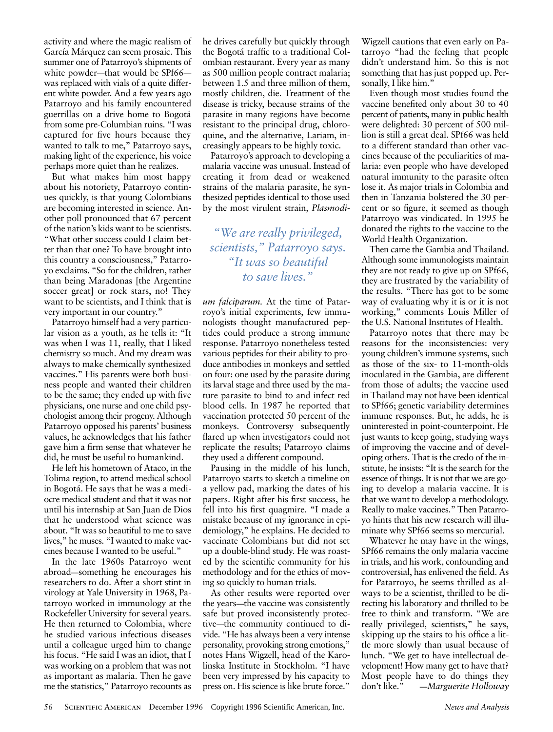activity and where the magic realism of García Márquez can seem prosaic. This summer one of Patarroyo's shipments of white powder—that would be SPf66—was replaced with vials of a quite different white powder. And a few years ago Patarroyo and his family encountered guerrillas on a drive home to Bogotá from some pre-Columbian ruins. "I was captured for five hours because they wanted to talk to me," Patarroyo says, making light of the experience, his voice perhaps more quiet than he realizes.

But what makes him most happy about his notoriety, Patarroyo continues quickly, is that young Colombians are becoming interested in science. Another poll pronounced that 67 percent of the nation's kids want to be scientists. "What other success could I claim better than that one? To have brought into this country a consciousness," Patarroyo exclaims. "So for the children, rather than being Maradonas [the Argentine soccer great] or rock stars, no! They want to be scientists, and I think that is very important in our country."

Patarroyo himself had a very particular vision as a youth, as he tells it: "It was when I was 11, really, that I liked chemistry so much. And my dream was always to make chemically synthesized vaccines." His parents were both business people and wanted their children to be the same; they ended up with five physicians, one nurse and one child psychologist among their progeny. Although Patarroyo opposed his parents' business values, he acknowledges that his father gave him a firm sense that whatever he did, he must be useful to humankind.

He left his hometown of Ataco, in the Tolima region, to attend medical school in Bogotá. He says that he was a mediocre medical student and that it was not until his internship at San Juan de Dios that he understood what science was about. "It was so beautiful to me to save lives," he muses. "I wanted to make vaccines because I wanted to be useful."

In the late 1960s Patarroyo went abroad—something he encourages his researchers to do. After a short stint in virology at Yale University in 1968, Patarroyo worked in immunology at the Rockefeller University for several years. He then returned to Colombia, where he studied various infectious diseases until a colleague urged him to change his focus. "He said I was an idiot, that I was working on a problem that was not as important as malaria. Then he gave me the statistics," Patarroyo recounts as he drives carefully but quickly through the Bogotá traffic to a traditional Colombian restaurant. Every year as many as 500 million people contract malaria; between 1.5 and three million of them, mostly children, die. Treatment of the disease is tricky, because strains of the parasite in many regions have become resistant to the principal drug, chloroquine, and the alternative, Lariam, increasingly appears to be highly toxic.

Patarroyo's approach to developing a malaria vaccine was unusual. Instead of creating it from dead or weakened strains of the malaria parasite, he synthesized peptides identical to those used by the most virulent strain, *Plasmodium falciparum.* At the time of Patarroyo's initial experiments, few immunologists thought manufactured peptides could produce a strong immune response. Patarroyo nonetheless tested various peptides for their ability to produce antibodies in monkeys and settled on four: one used by the parasite during its larval stage and three used by the mature parasite to bind to and infect red blood cells. In 1987 he reported that vaccination protected 50 percent of the monkeys. Controversy subsequently flared up when investigators could not replicate the results; Patarroyo claims they used a different compound.

> *"We are really privileged, scientists," Patarroyo says. "It was so beautiful to save lives."*

Pausing in the middle of his lunch, Patarroyo starts to sketch a timeline on a yellow pad, marking the dates of his papers. Right after his first success, he fell into his first quagmire. "I made a mistake because of my ignorance in epidemiology," he explains. He decided to vaccinate Colombians but did not set up a double-blind study. He was roasted by the scientific community for his methodology and for the ethics of moving so quickly to human trials.

As other results were reported over the years—the vaccine was consistently safe but proved inconsistently protective—the community continued to divide. "He has always been a very intense personality, provoking strong emotions," notes Hans Wigzell, head of the Karolinska Institute in Stockholm. "I have been very impressed by his capacity to press on. His science is like brute force." Wigzell cautions that even early on Patarroyo "had the feeling that people didn't understand him. So this is not something that has just popped up. Personally, I like him."

Even though most studies found the vaccine benefited only about 30 to 40 percent of patients, many in public health were delighted: 30 percent of 500 million is still a great deal. SPf66 was held to a different standard than other vaccines because of the peculiarities of malaria: even people who have developed natural immunity to the parasite often lose it. As major trials in Colombia and then in Tanzania bolstered the 30 percent or so figure, it seemed as though Patarroyo was vindicated. In 1995 he donated the rights to the vaccine to the World Health Organization.

Then came the Gambia and Thailand. Although some immunologists maintain they are not ready to give up on SPf66, they are frustrated by the variability of the results. "There has got to be some way of evaluating why it is or it is not working," comments Louis Miller of the U.S. National Institutes of Health.

Patarroyo notes that there may be reasons for the inconsistencies: very young children's immune systems, such as those of the six- to 11-month-olds inoculated in the Gambia, are different from those of adults; the vaccine used in Thailand may not have been identical to SPf66; genetic variability determines immune responses. But, he adds, he is uninterested in point-counterpoint. He just wants to keep going, studying ways of improving the vaccine and of developing others. That is the credo of the institute, he insists: "It is the search for the essence of things. It is not that we are going to develop a malaria vaccine. It is that we want to develop a methodology. Really to make vaccines." Then Patarroyo hints that his new research will illuminate why SPf66 seems so mercurial.

Whatever he may have in the wings, SPf66 remains the only malaria vaccine in trials, and his work, confounding and controversial, has enlivened the field. As for Patarroyo, he seems thrilled as always to be a scientist, thrilled to be directing his laboratory and thrilled to be free to think and transform. "We are really privileged, scientists," he says, skipping up the stairs to his office a little more slowly than usual because of lunch. "We get to have intellectual development! How many get to have that? Most people have to do things they don't like." —*Marguerite Holloway*